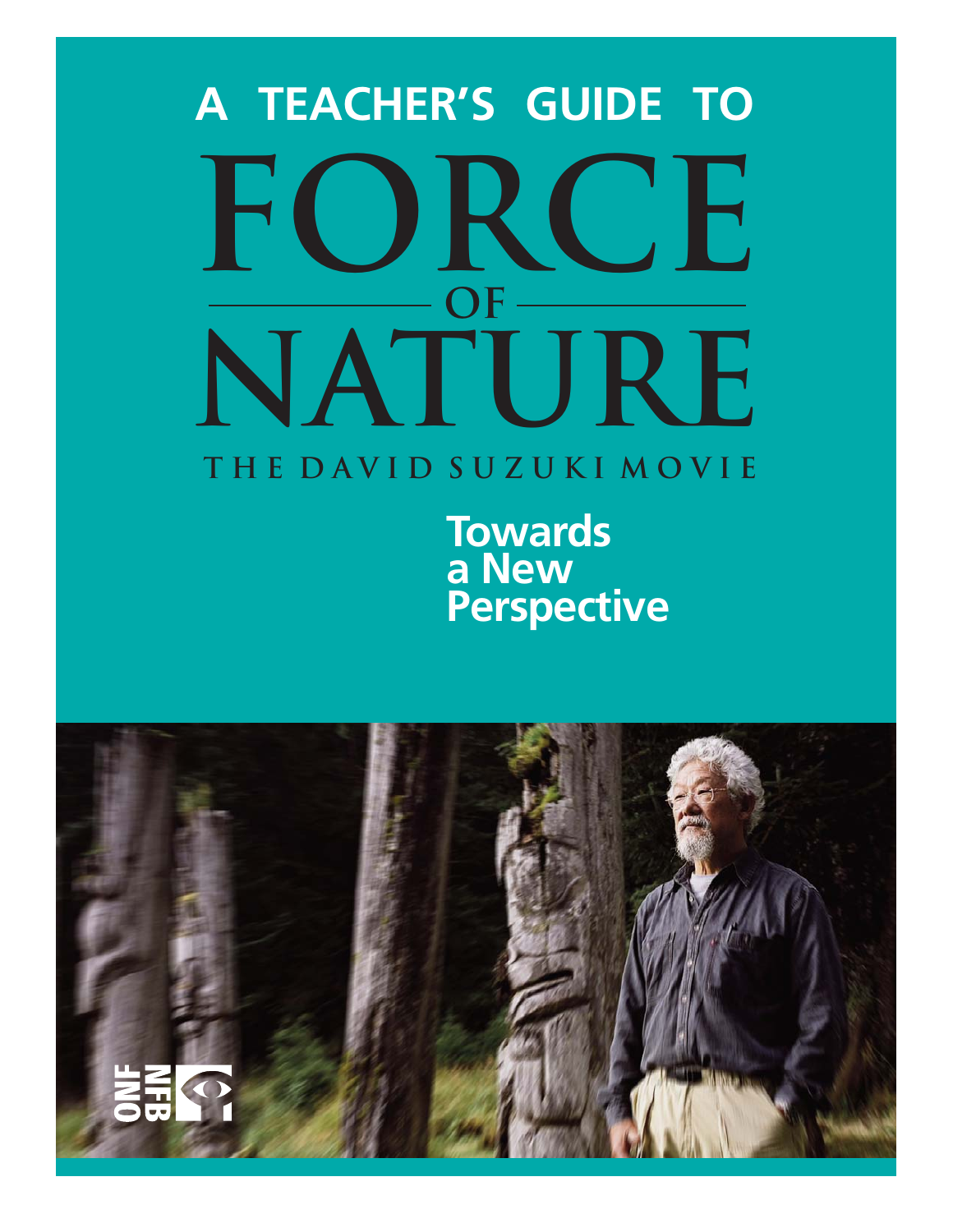# A TEACHER'S GUIDE TO

# FORCE OF NATURE

## THE DAVID SUZUKI MOVIE

**Towards a New Perspective**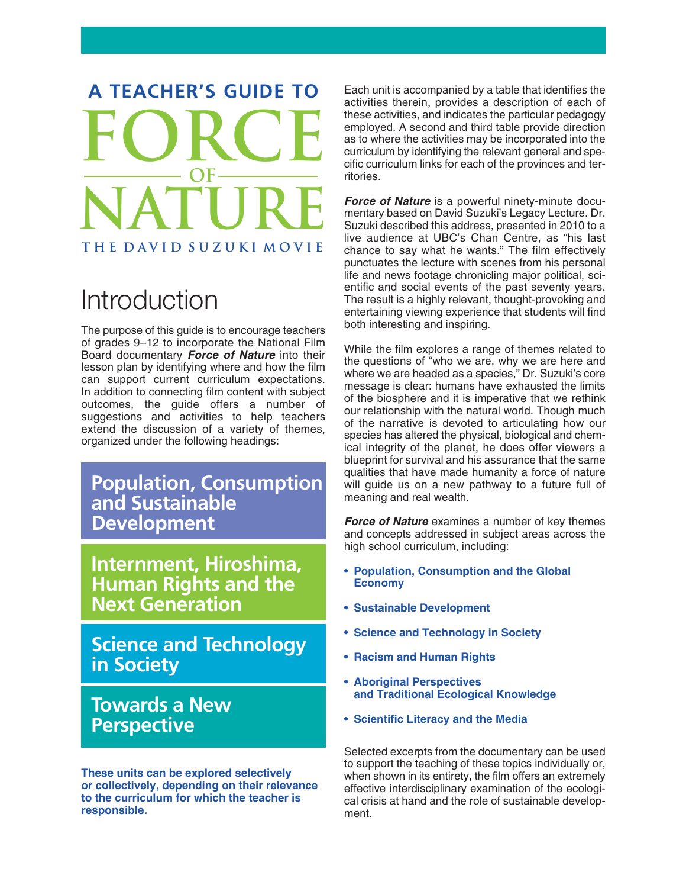# A TEACHER'S GUIDE TO FORCE OF NATURE

## THE DAVID SUZUKI MOVIE

# Introduction

The purpose of this guide is to encourage teachers of grades 9–12 to incorporate the National Film Board documentary ***Force of Nature*** into their lesson plan by identifying where and how the film can support current curriculum expectations. In addition to connecting film content with subject outcomes, the guide offers a number of suggestions and activities to help teachers extend the discussion of a variety of themes, organized under the following headings:

### Population, Consumption and Sustainable Development

### Internment, Hiroshima, Human Rights and the Next Generation

### Science and Technology in Society

### Towards a New Perspective

**These units can be explored selectively or collectively, depending on their relevance to the curriculum for which the teacher is responsible.**

Each unit is accompanied by a table that identifies the activities therein, provides a description of each of these activities, and indicates the particular pedagogy employed. A second and third table provide direction as to where the activities may be incorporated into the curriculum by identifying the relevant general and specific curriculum links for each of the provinces and territories.

***Force of Nature*** is a powerful ninety-minute documentary based on David Suzuki's Legacy Lecture. Dr. Suzuki described this address, presented in 2010 to a live audience at UBC's Chan Centre, as "his last chance to say what he wants." The film effectively punctuates the lecture with scenes from his personal life and news footage chronicling major political, scientific and social events of the past seventy years. The result is a highly relevant, thought-provoking and entertaining viewing experience that students will find both interesting and inspiring.

While the film explores a range of themes related to the questions of "who we are, why we are here and where we are headed as a species," Dr. Suzuki's core message is clear: humans have exhausted the limits of the biosphere and it is imperative that we rethink our relationship with the natural world. Though much of the narrative is devoted to articulating how our species has altered the physical, biological and chemical integrity of the planet, he does offer viewers a blueprint for survival and his assurance that the same qualities that have made humanity a force of nature will guide us on a new pathway to a future full of meaning and real wealth.

***Force of Nature*** examines a number of key themes and concepts addressed in subject areas across the high school curriculum, including:

- **Population, Consumption and the Global Economy**
- **Sustainable Development**
- **Science and Technology in Society**
- **Racism and Human Rights**
- **Aboriginal Perspectives and Traditional Ecological Knowledge**
- **Scientific Literacy and the Media**

Selected excerpts from the documentary can be used to support the teaching of these topics individually or, when shown in its entirety, the film offers an extremely effective interdisciplinary examination of the ecological crisis at hand and the role of sustainable development.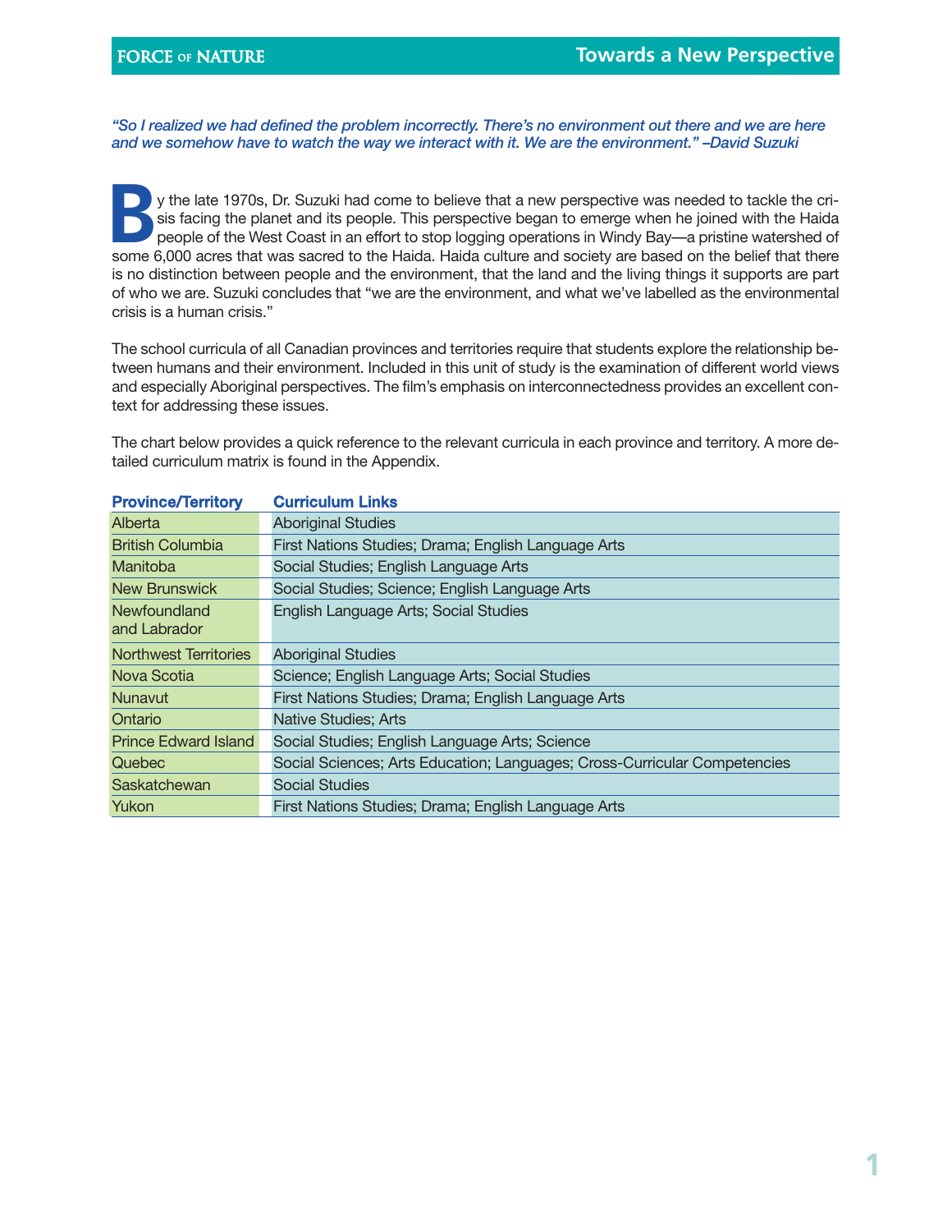## Towards a New Perspective

*"So I realized we had defined the problem incorrectly. There's no environment out there and we are here and we somehow have to watch the way we interact with it. We are the environment." –David Suzuki*

By the late 1970s, Dr. Suzuki had come to believe that a new perspective was needed to tackle the crisis facing the planet and its people. This perspective began to emerge when he joined with the Haida people of the West Coast in an effort to stop logging operations in Windy Bay—a pristine watershed of some 6,000 acres that was sacred to the Haida. Haida culture and society are based on the belief that there is no distinction between people and the environment, that the land and the living things it supports are part of who we are. Suzuki concludes that "we are the environment, and what we've labelled as the environmental crisis is a human crisis."

The school curricula of all Canadian provinces and territories require that students explore the relationship between humans and their environment. Included in this unit of study is the examination of different world views and especially Aboriginal perspectives. The film's emphasis on interconnectedness provides an excellent context for addressing these issues.

The chart below provides a quick reference to the relevant curricula in each province and territory. A more detailed curriculum matrix is found in the Appendix.

| Province/Territory | Curriculum Links |
|---|---|
| Alberta | Aboriginal Studies |
| British Columbia | First Nations Studies; Drama; English Language Arts |
| Manitoba | Social Studies; English Language Arts |
| New Brunswick | Social Studies; Science; English Language Arts |
| Newfoundland and Labrador | English Language Arts; Social Studies |
| Northwest Territories | Aboriginal Studies |
| Nova Scotia | Science; English Language Arts; Social Studies |
| Nunavut | First Nations Studies; Drama; English Language Arts |
| Ontario | Native Studies; Arts |
| Prince Edward Island | Social Studies; English Language Arts; Science |
| Quebec | Social Sciences; Arts Education; Languages; Cross-Curricular Competencies |
| Saskatchewan | Social Studies |
| Yukon | First Nations Studies; Drama; English Language Arts |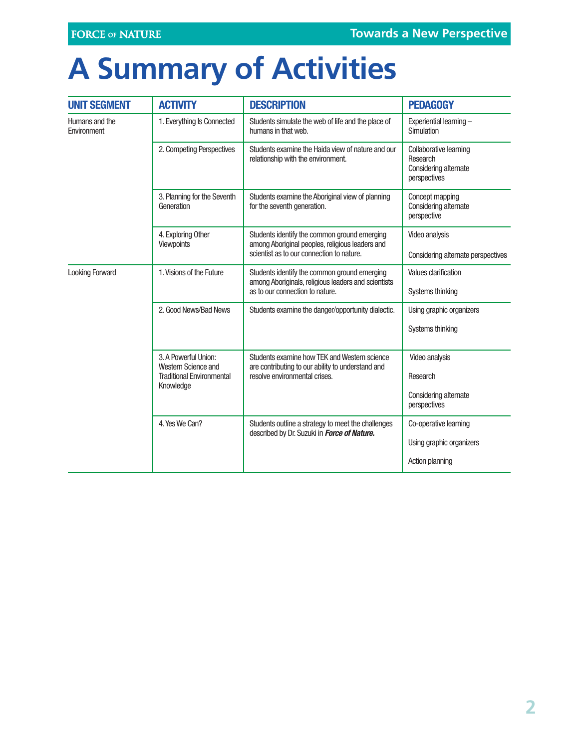# A Summary of Activities

| UNIT SEGMENT | ACTIVITY | DESCRIPTION | PEDAGOGY |
|---|---|---|---|
| Humans and the Environment | 1. Everything Is Connected | Students simulate the web of life and the place of humans in that web. | Experiential learning – Simulation |
| | 2. Competing Perspectives | Students examine the Haida view of nature and our relationship with the environment. | Collaborative learning<br>Research<br>Considering alternate perspectives |
| | 3. Planning for the Seventh Generation | Students examine the Aboriginal view of planning for the seventh generation. | Concept mapping<br>Considering alternate perspective |
| | 4. Exploring Other Viewpoints | Students identify the common ground emerging among Aboriginal peoples, religious leaders and scientist as to our connection to nature. | Video analysis<br><br>Considering alternate perspectives |
| Looking Forward | 1. Visions of the Future | Students identify the common ground emerging among Aboriginals, religious leaders and scientists as to our connection to nature. | Values clarification<br><br>Systems thinking |
| | 2. Good News/Bad News | Students examine the danger/opportunity dialectic. | Using graphic organizers<br><br>Systems thinking |
| | 3. A Powerful Union: Western Science and Traditional Environmental Knowledge | Students examine how TEK and Western science are contributing to our ability to understand and resolve environmental crises. | Video analysis<br><br>Research<br><br>Considering alternate perspectives |
| | 4. Yes We Can? | Students outline a strategy to meet the challenges described by Dr. Suzuki in ***Force of Nature.*** | Co-operative learning<br><br>Using graphic organizers<br><br>Action planning |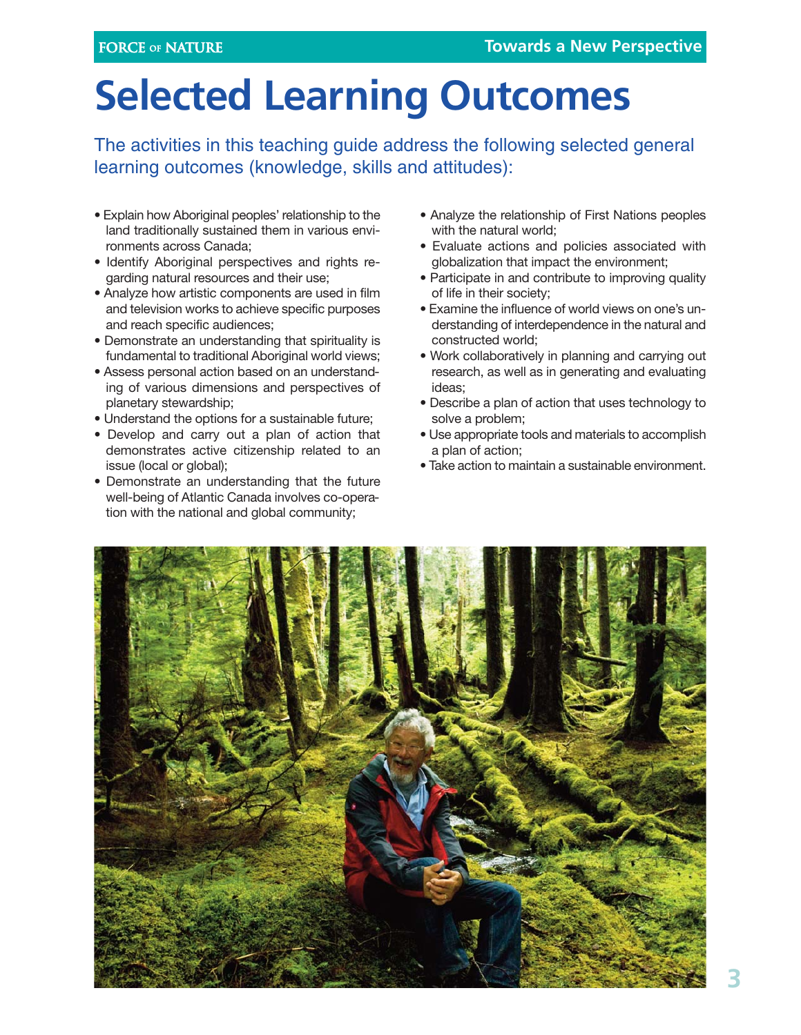# Selected Learning Outcomes

The activities in this teaching guide address the following selected general learning outcomes (knowledge, skills and attitudes):

- Explain how Aboriginal peoples' relationship to the land traditionally sustained them in various environments across Canada;
- Identify Aboriginal perspectives and rights regarding natural resources and their use;
- Analyze how artistic components are used in film and television works to achieve specific purposes and reach specific audiences;
- Demonstrate an understanding that spirituality is fundamental to traditional Aboriginal world views;
- Assess personal action based on an understanding of various dimensions and perspectives of planetary stewardship;
- Understand the options for a sustainable future;
- Develop and carry out a plan of action that demonstrates active citizenship related to an issue (local or global);
- Demonstrate an understanding that the future well-being of Atlantic Canada involves co-operation with the national and global community;
- Analyze the relationship of First Nations peoples with the natural world;
- Evaluate actions and policies associated with globalization that impact the environment;
- Participate in and contribute to improving quality of life in their society;
- Examine the influence of world views on one's understanding of interdependence in the natural and constructed world;
- Work collaboratively in planning and carrying out research, as well as in generating and evaluating ideas;
- Describe a plan of action that uses technology to solve a problem;
- Use appropriate tools and materials to accomplish a plan of action;
- Take action to maintain a sustainable environment.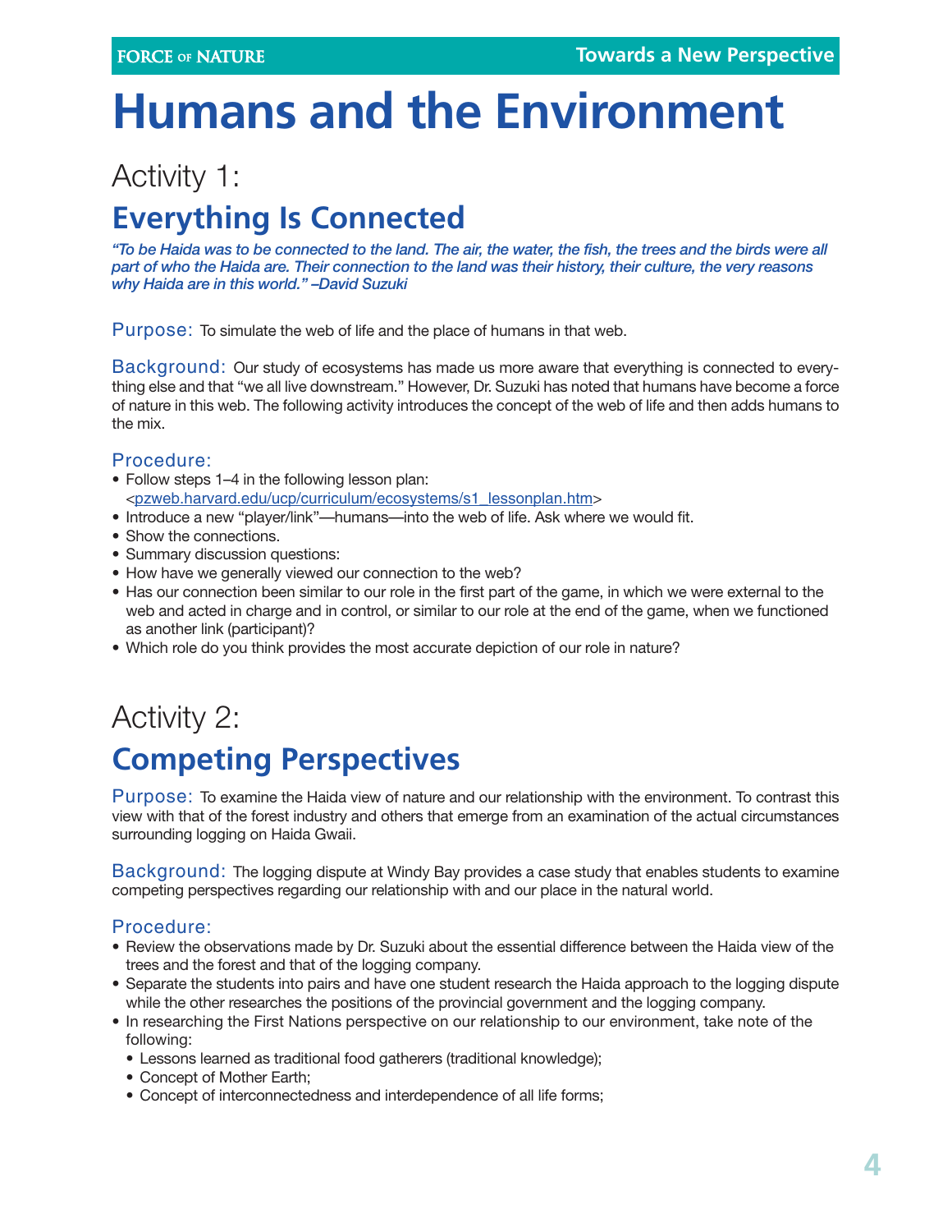# Humans and the Environment

## Activity 1:

## Everything Is Connected

*"To be Haida was to be connected to the land. The air, the water, the fish, the trees and the birds were all part of who the Haida are. Their connection to the land was their history, their culture, the very reasons why Haida are in this world." –David Suzuki*

Purpose: To simulate the web of life and the place of humans in that web.

Background: Our study of ecosystems has made us more aware that everything is connected to everything else and that "we all live downstream." However, Dr. Suzuki has noted that humans have become a force of nature in this web. The following activity introduces the concept of the web of life and then adds humans to the mix.

### Procedure:

- Follow steps 1–4 in the following lesson plan: <pzweb.harvard.edu/ucp/curriculum/ecosystems/s1_lessonplan.htm>
- Introduce a new "player/link"—humans—into the web of life. Ask where we would fit.
- Show the connections.
- Summary discussion questions:
- How have we generally viewed our connection to the web?
- Has our connection been similar to our role in the first part of the game, in which we were external to the web and acted in charge and in control, or similar to our role at the end of the game, when we functioned as another link (participant)?
- Which role do you think provides the most accurate depiction of our role in nature?

## Activity 2:

## Competing Perspectives

Purpose: To examine the Haida view of nature and our relationship with the environment. To contrast this view with that of the forest industry and others that emerge from an examination of the actual circumstances surrounding logging on Haida Gwaii.

Background: The logging dispute at Windy Bay provides a case study that enables students to examine competing perspectives regarding our relationship with and our place in the natural world.

### Procedure:

- Review the observations made by Dr. Suzuki about the essential difference between the Haida view of the trees and the forest and that of the logging company.
- Separate the students into pairs and have one student research the Haida approach to the logging dispute while the other researches the positions of the provincial government and the logging company.
- In researching the First Nations perspective on our relationship to our environment, take note of the following:
  - Lessons learned as traditional food gatherers (traditional knowledge);
  - Concept of Mother Earth;
  - Concept of interconnectedness and interdependence of all life forms;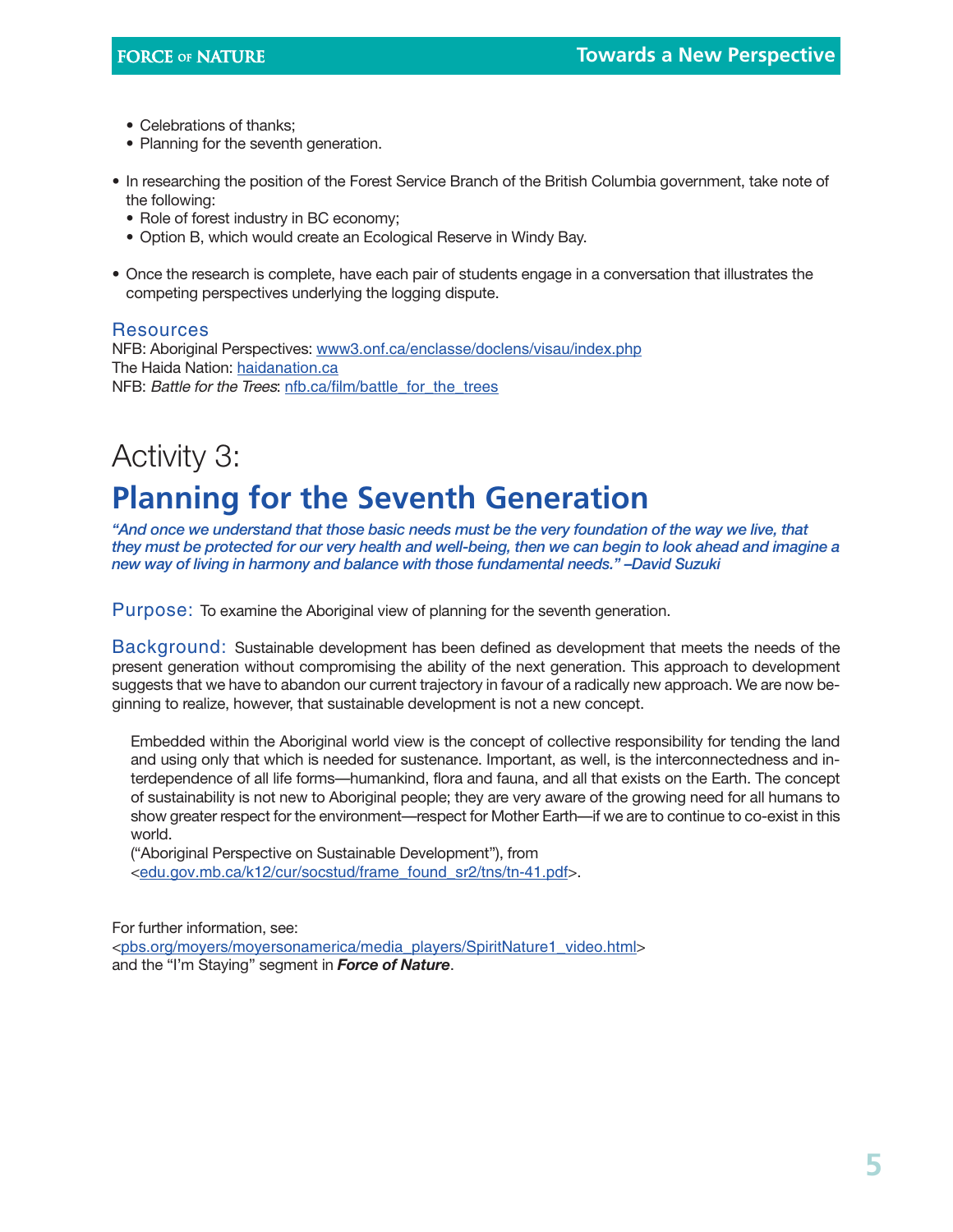- Celebrations of thanks;
  - Planning for the seventh generation.

- In researching the position of the Forest Service Branch of the British Columbia government, take note of the following:
  - Role of forest industry in BC economy;
  - Option B, which would create an Ecological Reserve in Windy Bay.

- Once the research is complete, have each pair of students engage in a conversation that illustrates the competing perspectives underlying the logging dispute.

### Resources

NFB: Aboriginal Perspectives: www3.onf.ca/enclasse/doclens/visau/index.php
The Haida Nation: haidanation.ca
NFB: *Battle for the Trees*: nfb.ca/film/battle_for_the_trees

# Activity 3:
## Planning for the Seventh Generation

***"And once we understand that those basic needs must be the very foundation of the way we live, that they must be protected for our very health and well-being, then we can begin to look ahead and imagine a new way of living in harmony and balance with those fundamental needs." –David Suzuki***

**Purpose:** To examine the Aboriginal view of planning for the seventh generation.

**Background:** Sustainable development has been defined as development that meets the needs of the present generation without compromising the ability of the next generation. This approach to development suggests that we have to abandon our current trajectory in favour of a radically new approach. We are now beginning to realize, however, that sustainable development is not a new concept.

> Embedded within the Aboriginal world view is the concept of collective responsibility for tending the land and using only that which is needed for sustenance. Important, as well, is the interconnectedness and interdependence of all life forms—humankind, flora and fauna, and all that exists on the Earth. The concept of sustainability is not new to Aboriginal people; they are very aware of the growing need for all humans to show greater respect for the environment—respect for Mother Earth—if we are to continue to co-exist in this world.
> ("Aboriginal Perspective on Sustainable Development"), from <edu.gov.mb.ca/k12/cur/socstud/frame_found_sr2/tns/tn-41.pdf>.

For further information, see:
<pbs.org/moyers/moyersonamerica/media_players/SpiritNature1_video.html>
and the "I'm Staying" segment in ***Force of Nature***.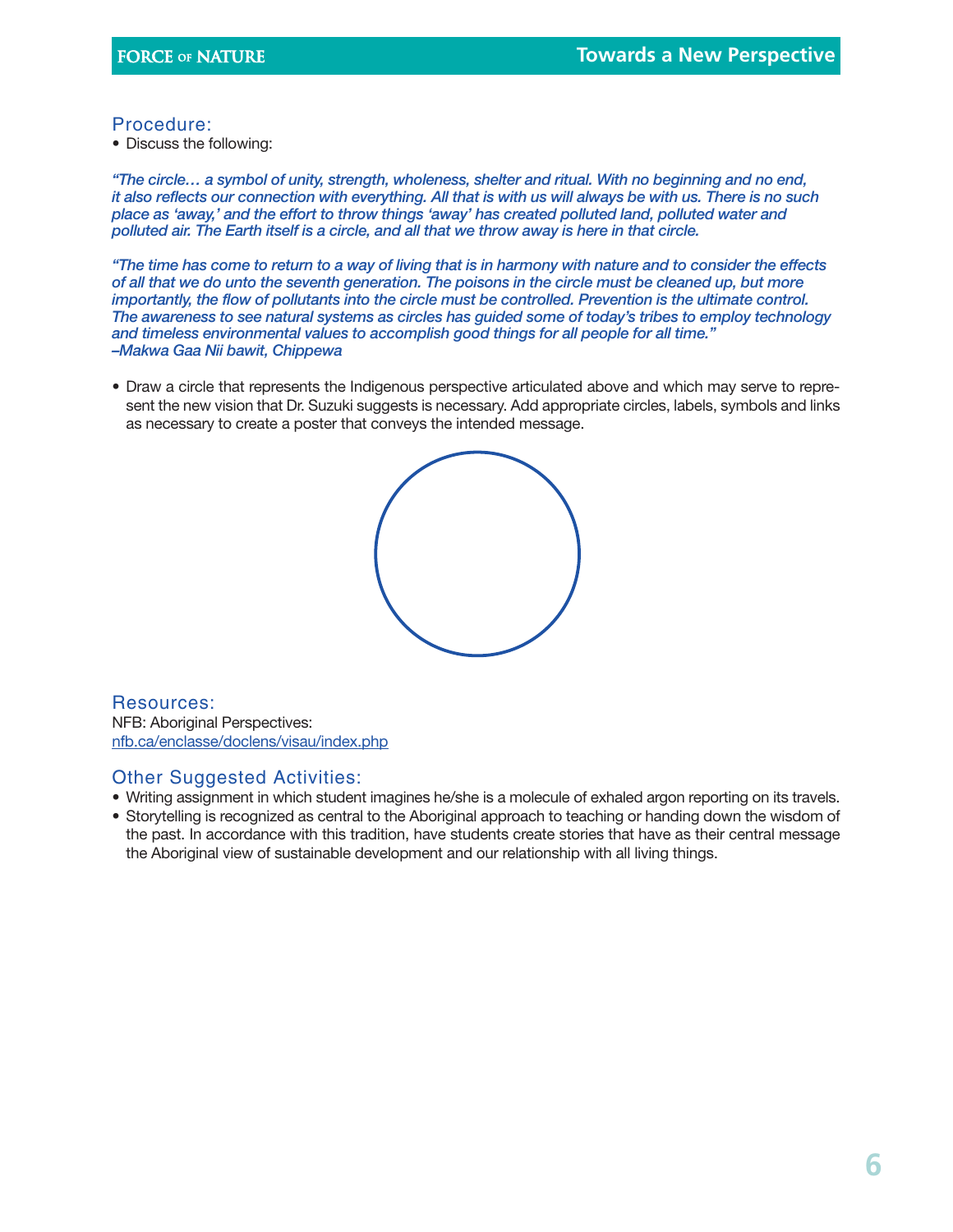### Procedure:

- Discuss the following:

***"The circle… a symbol of unity, strength, wholeness, shelter and ritual. With no beginning and no end, it also reflects our connection with everything. All that is with us will always be with us. There is no such place as 'away,' and the effort to throw things 'away' has created polluted land, polluted water and polluted air. The Earth itself is a circle, and all that we throw away is here in that circle.***

***"The time has come to return to a way of living that is in harmony with nature and to consider the effects of all that we do unto the seventh generation. The poisons in the circle must be cleaned up, but more importantly, the flow of pollutants into the circle must be controlled. Prevention is the ultimate control. The awareness to see natural systems as circles has guided some of today's tribes to employ technology and timeless environmental values to accomplish good things for all people for all time."***
***–Makwa Gaa Nii bawit, Chippewa***

- Draw a circle that represents the Indigenous perspective articulated above and which may serve to represent the new vision that Dr. Suzuki suggests is necessary. Add appropriate circles, labels, symbols and links as necessary to create a poster that conveys the intended message.

### Resources:

NFB: Aboriginal Perspectives:
nfb.ca/enclasse/doclens/visau/index.php

### Other Suggested Activities:

- Writing assignment in which student imagines he/she is a molecule of exhaled argon reporting on its travels.
- Storytelling is recognized as central to the Aboriginal approach to teaching or handing down the wisdom of the past. In accordance with this tradition, have students create stories that have as their central message the Aboriginal view of sustainable development and our relationship with all living things.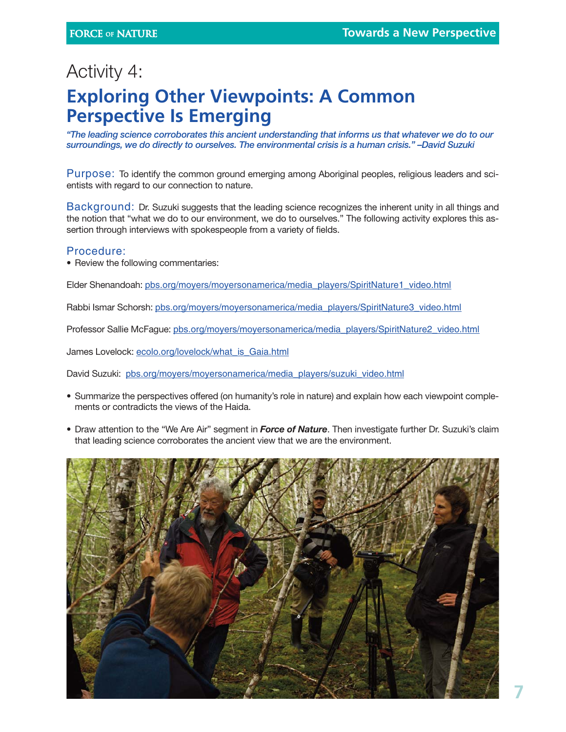# Activity 4:

## Exploring Other Viewpoints: A Common Perspective Is Emerging

*"The leading science corroborates this ancient understanding that informs us that whatever we do to our surroundings, we do directly to ourselves. The environmental crisis is a human crisis." –David Suzuki*

**Purpose:** To identify the common ground emerging among Aboriginal peoples, religious leaders and scientists with regard to our connection to nature.

**Background:** Dr. Suzuki suggests that the leading science recognizes the inherent unity in all things and the notion that "what we do to our environment, we do to ourselves." The following activity explores this assertion through interviews with spokespeople from a variety of fields.

**Procedure:**

- Review the following commentaries:

Elder Shenandoah: pbs.org/moyers/moyersonamerica/media_players/SpiritNature1_video.html

Rabbi Ismar Schorsh: pbs.org/moyers/moyersonamerica/media_players/SpiritNature3_video.html

Professor Sallie McFague: pbs.org/moyers/moyersonamerica/media_players/SpiritNature2_video.html

James Lovelock: ecolo.org/lovelock/what_is_Gaia.html

David Suzuki: pbs.org/moyers/moyersonamerica/media_players/suzuki_video.html

- Summarize the perspectives offered (on humanity's role in nature) and explain how each viewpoint complements or contradicts the views of the Haida.
- Draw attention to the "We Are Air" segment in ***Force of Nature***. Then investigate further Dr. Suzuki's claim that leading science corroborates the ancient view that we are the environment.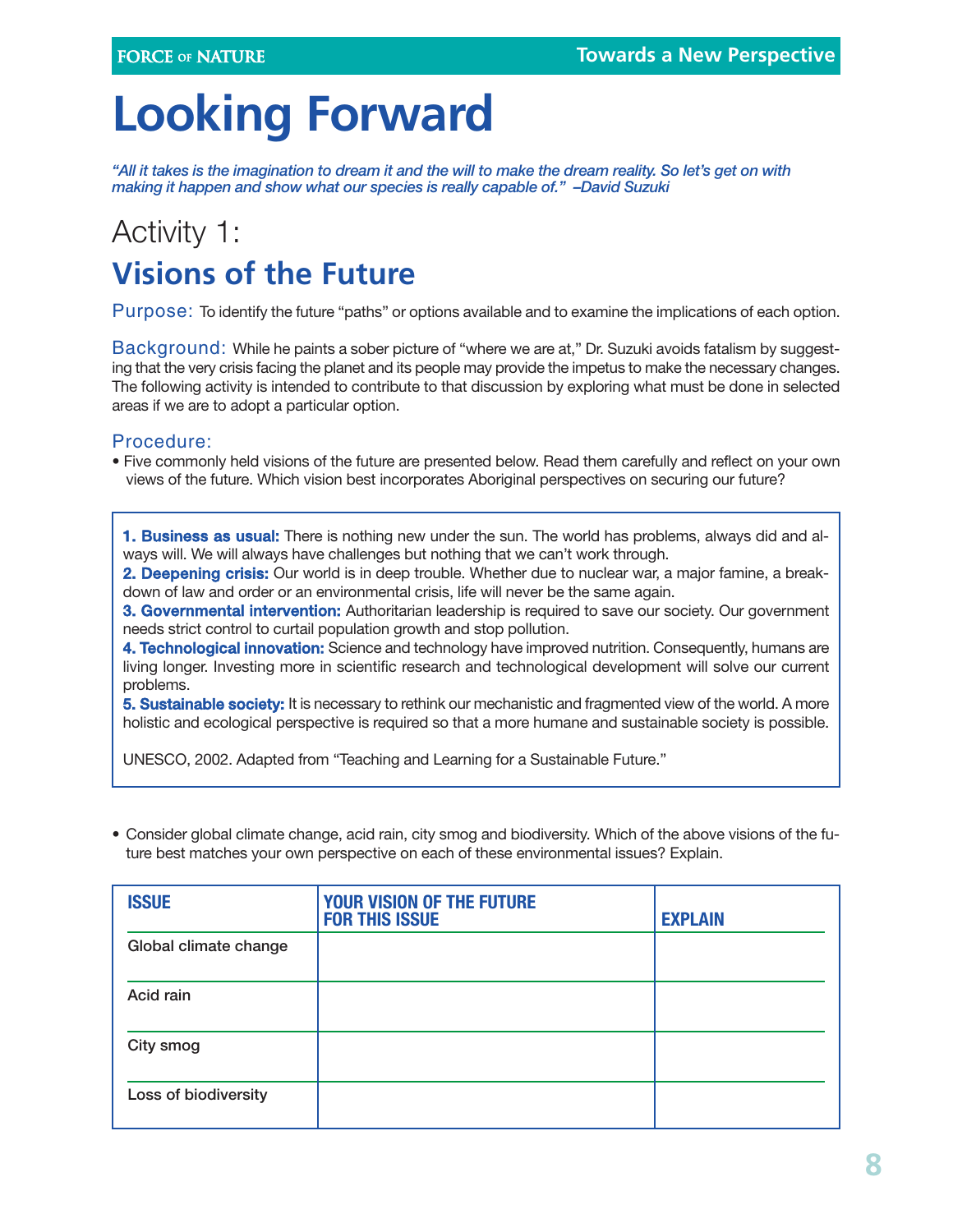# Looking Forward

*"All it takes is the imagination to dream it and the will to make the dream reality. So let's get on with making it happen and show what our species is really capable of." –David Suzuki*

## Activity 1:

## Visions of the Future

**Purpose:** To identify the future "paths" or options available and to examine the implications of each option.

**Background:** While he paints a sober picture of "where we are at," Dr. Suzuki avoids fatalism by suggesting that the very crisis facing the planet and its people may provide the impetus to make the necessary changes. The following activity is intended to contribute to that discussion by exploring what must be done in selected areas if we are to adopt a particular option.

### Procedure:

- Five commonly held visions of the future are presented below. Read them carefully and reflect on your own views of the future. Which vision best incorporates Aboriginal perspectives on securing our future?

> **1. Business as usual:** There is nothing new under the sun. The world has problems, always did and always will. We will always have challenges but nothing that we can't work through.
> **2. Deepening crisis:** Our world is in deep trouble. Whether due to nuclear war, a major famine, a breakdown of law and order or an environmental crisis, life will never be the same again.
> **3. Governmental intervention:** Authoritarian leadership is required to save our society. Our government needs strict control to curtail population growth and stop pollution.
> **4. Technological innovation:** Science and technology have improved nutrition. Consequently, humans are living longer. Investing more in scientific research and technological development will solve our current problems.
> **5. Sustainable society:** It is necessary to rethink our mechanistic and fragmented view of the world. A more holistic and ecological perspective is required so that a more humane and sustainable society is possible.
>
> UNESCO, 2002. Adapted from "Teaching and Learning for a Sustainable Future."

- Consider global climate change, acid rain, city smog and biodiversity. Which of the above visions of the future best matches your own perspective on each of these environmental issues? Explain.

| ISSUE | YOUR VISION OF THE FUTURE FOR THIS ISSUE | EXPLAIN |
|---|---|---|
| Global climate change | | |
| Acid rain | | |
| City smog | | |
| Loss of biodiversity | | |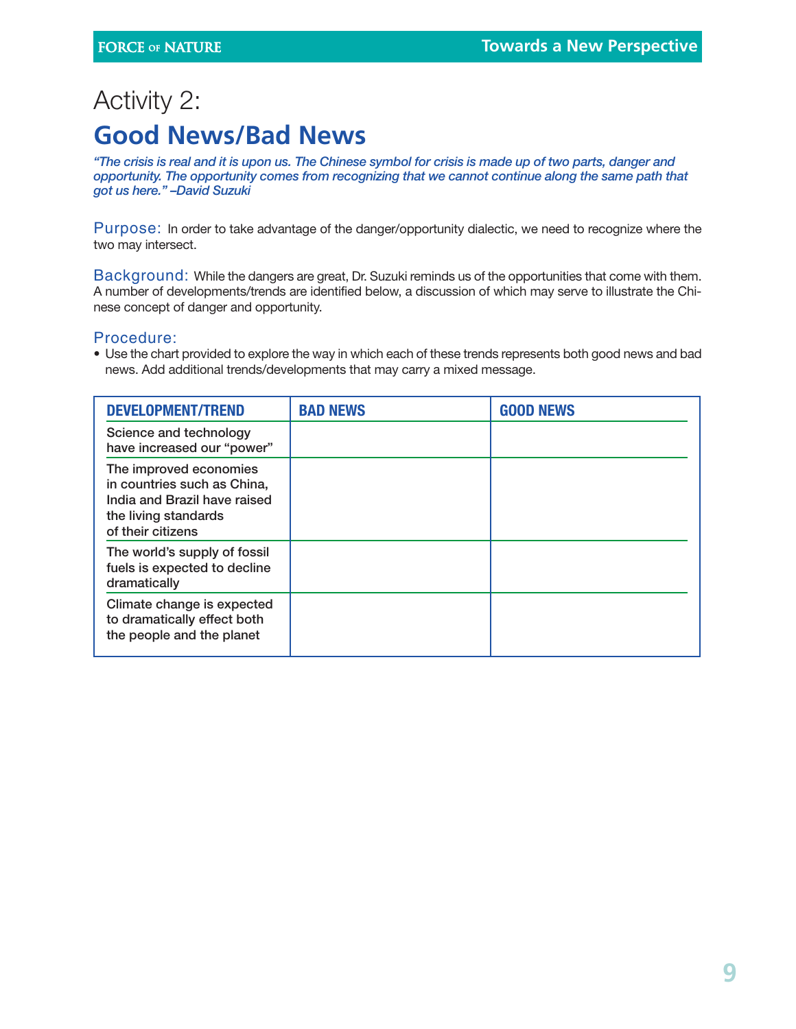# Activity 2:

## Good News/Bad News

*"The crisis is real and it is upon us. The Chinese symbol for crisis is made up of two parts, danger and opportunity. The opportunity comes from recognizing that we cannot continue along the same path that got us here." –David Suzuki*

**Purpose:** In order to take advantage of the danger/opportunity dialectic, we need to recognize where the two may intersect.

**Background:** While the dangers are great, Dr. Suzuki reminds us of the opportunities that come with them. A number of developments/trends are identified below, a discussion of which may serve to illustrate the Chinese concept of danger and opportunity.

**Procedure:**

- Use the chart provided to explore the way in which each of these trends represents both good news and bad news. Add additional trends/developments that may carry a mixed message.

| DEVELOPMENT/TREND | BAD NEWS | GOOD NEWS |
|---|---|---|
| Science and technology have increased our "power" | | |
| The improved economies in countries such as China, India and Brazil have raised the living standards of their citizens | | |
| The world's supply of fossil fuels is expected to decline dramatically | | |
| Climate change is expected to dramatically effect both the people and the planet | | |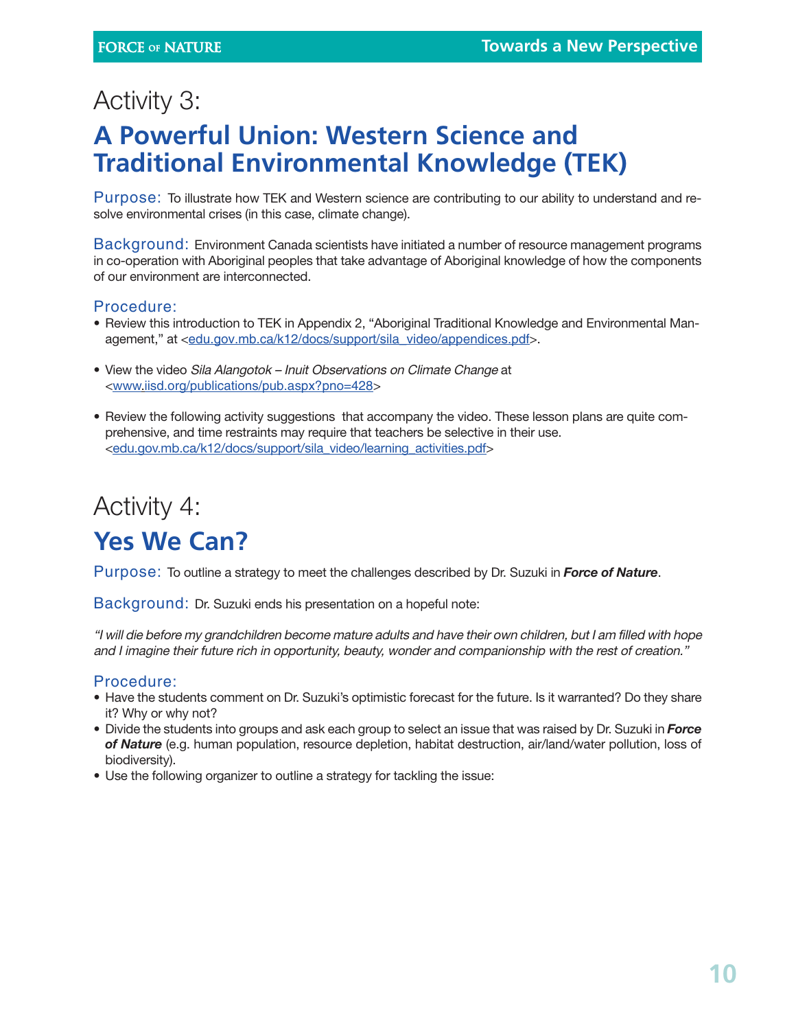# Activity 3:

## A Powerful Union: Western Science and Traditional Environmental Knowledge (TEK)

Purpose: To illustrate how TEK and Western science are contributing to our ability to understand and resolve environmental crises (in this case, climate change).

Background: Environment Canada scientists have initiated a number of resource management programs in co-operation with Aboriginal peoples that take advantage of Aboriginal knowledge of how the components of our environment are interconnected.

### Procedure:

- Review this introduction to TEK in Appendix 2, "Aboriginal Traditional Knowledge and Environmental Management," at <edu.gov.mb.ca/k12/docs/support/sila_video/appendices.pdf>.
- View the video *Sila Alangotok – Inuit Observations on Climate Change* at <www.iisd.org/publications/pub.aspx?pno=428>
- Review the following activity suggestions that accompany the video. These lesson plans are quite comprehensive, and time restraints may require that teachers be selective in their use. <edu.gov.mb.ca/k12/docs/support/sila_video/learning_activities.pdf>

# Activity 4:

## Yes We Can?

Purpose: To outline a strategy to meet the challenges described by Dr. Suzuki in ***Force of Nature***.

Background: Dr. Suzuki ends his presentation on a hopeful note:

*"I will die before my grandchildren become mature adults and have their own children, but I am filled with hope and I imagine their future rich in opportunity, beauty, wonder and companionship with the rest of creation."*

### Procedure:

- Have the students comment on Dr. Suzuki's optimistic forecast for the future. Is it warranted? Do they share it? Why or why not?
- Divide the students into groups and ask each group to select an issue that was raised by Dr. Suzuki in ***Force of Nature*** (e.g. human population, resource depletion, habitat destruction, air/land/water pollution, loss of biodiversity).
- Use the following organizer to outline a strategy for tackling the issue: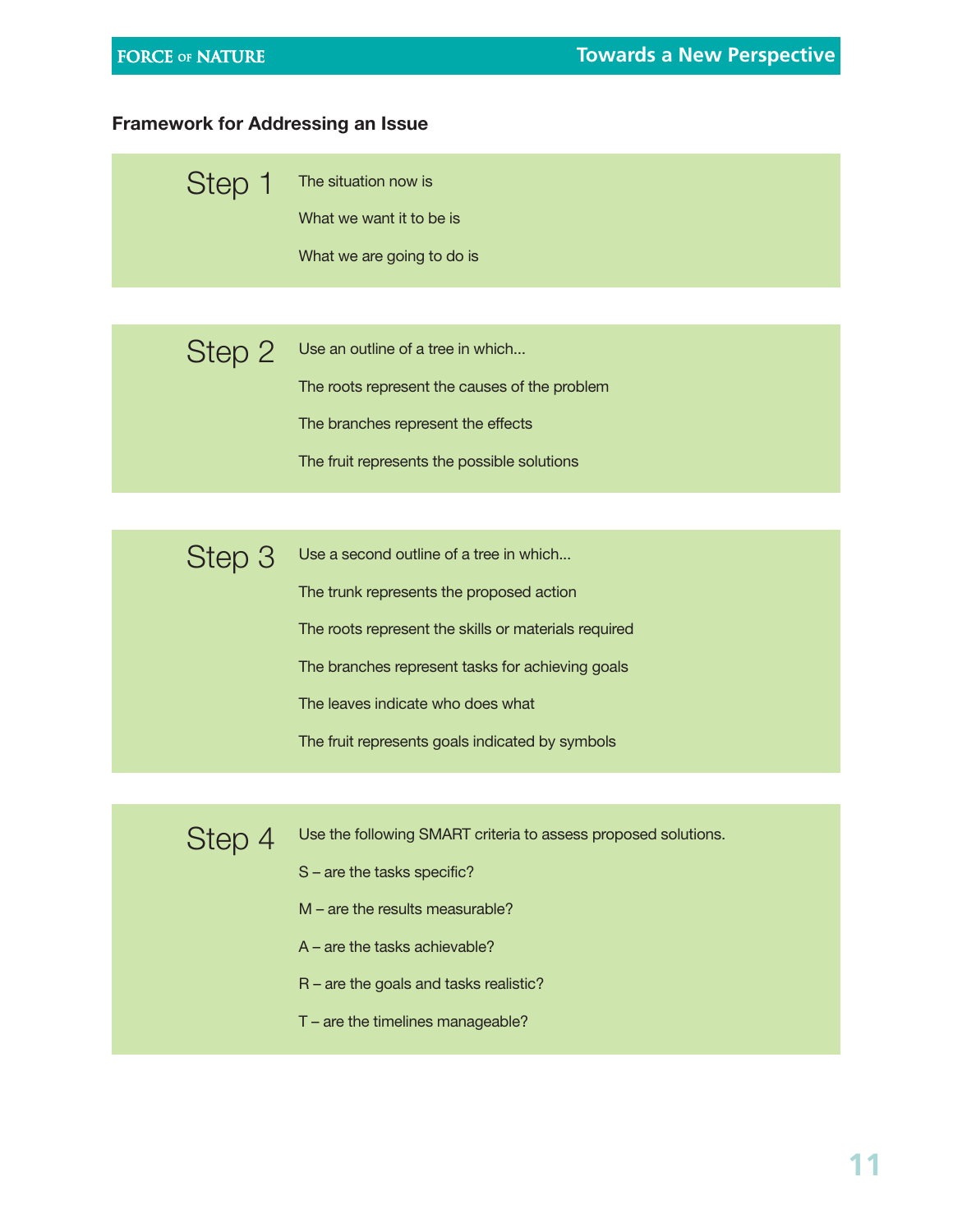## Framework for Addressing an Issue

### Step 1

The situation now is

What we want it to be is

What we are going to do is

### Step 2

Use an outline of a tree in which...

The roots represent the causes of the problem

The branches represent the effects

The fruit represents the possible solutions

### Step 3

Use a second outline of a tree in which...

The trunk represents the proposed action

The roots represent the skills or materials required

The branches represent tasks for achieving goals

The leaves indicate who does what

The fruit represents goals indicated by symbols

### Step 4

Use the following SMART criteria to assess proposed solutions.

S – are the tasks specific?

M – are the results measurable?

A – are the tasks achievable?

R – are the goals and tasks realistic?

T – are the timelines manageable?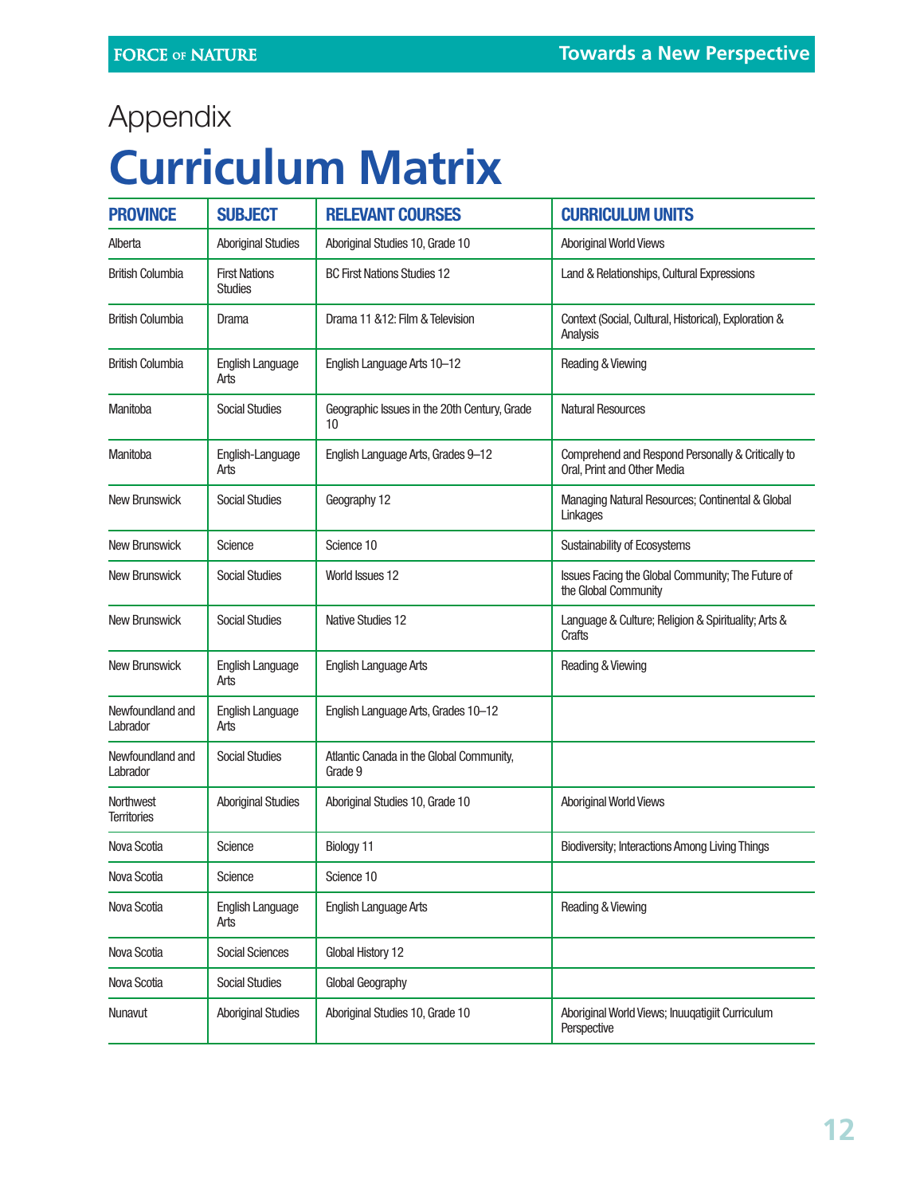# Appendix

# Curriculum Matrix

| PROVINCE | SUBJECT | RELEVANT COURSES | CURRICULUM UNITS |
|---|---|---|---|
| Alberta | Aboriginal Studies | Aboriginal Studies 10, Grade 10 | Aboriginal World Views |
| British Columbia | First Nations Studies | BC First Nations Studies 12 | Land & Relationships, Cultural Expressions |
| British Columbia | Drama | Drama 11 &12: Film & Television | Context (Social, Cultural, Historical), Exploration & Analysis |
| British Columbia | English Language Arts | English Language Arts 10–12 | Reading & Viewing |
| Manitoba | Social Studies | Geographic Issues in the 20th Century, Grade 10 | Natural Resources |
| Manitoba | English-Language Arts | English Language Arts, Grades 9–12 | Comprehend and Respond Personally & Critically to Oral, Print and Other Media |
| New Brunswick | Social Studies | Geography 12 | Managing Natural Resources; Continental & Global Linkages |
| New Brunswick | Science | Science 10 | Sustainability of Ecosystems |
| New Brunswick | Social Studies | World Issues 12 | Issues Facing the Global Community; The Future of the Global Community |
| New Brunswick | Social Studies | Native Studies 12 | Language & Culture; Religion & Spirituality; Arts & Crafts |
| New Brunswick | English Language Arts | English Language Arts | Reading & Viewing |
| Newfoundland and Labrador | English Language Arts | English Language Arts, Grades 10–12 | |
| Newfoundland and Labrador | Social Studies | Atlantic Canada in the Global Community, Grade 9 | |
| Northwest Territories | Aboriginal Studies | Aboriginal Studies 10, Grade 10 | Aboriginal World Views |
| Nova Scotia | Science | Biology 11 | Biodiversity; Interactions Among Living Things |
| Nova Scotia | Science | Science 10 | |
| Nova Scotia | English Language Arts | English Language Arts | Reading & Viewing |
| Nova Scotia | Social Sciences | Global History 12 | |
| Nova Scotia | Social Studies | Global Geography | |
| Nunavut | Aboriginal Studies | Aboriginal Studies 10, Grade 10 | Aboriginal World Views; Inuuqatigiit Curriculum Perspective |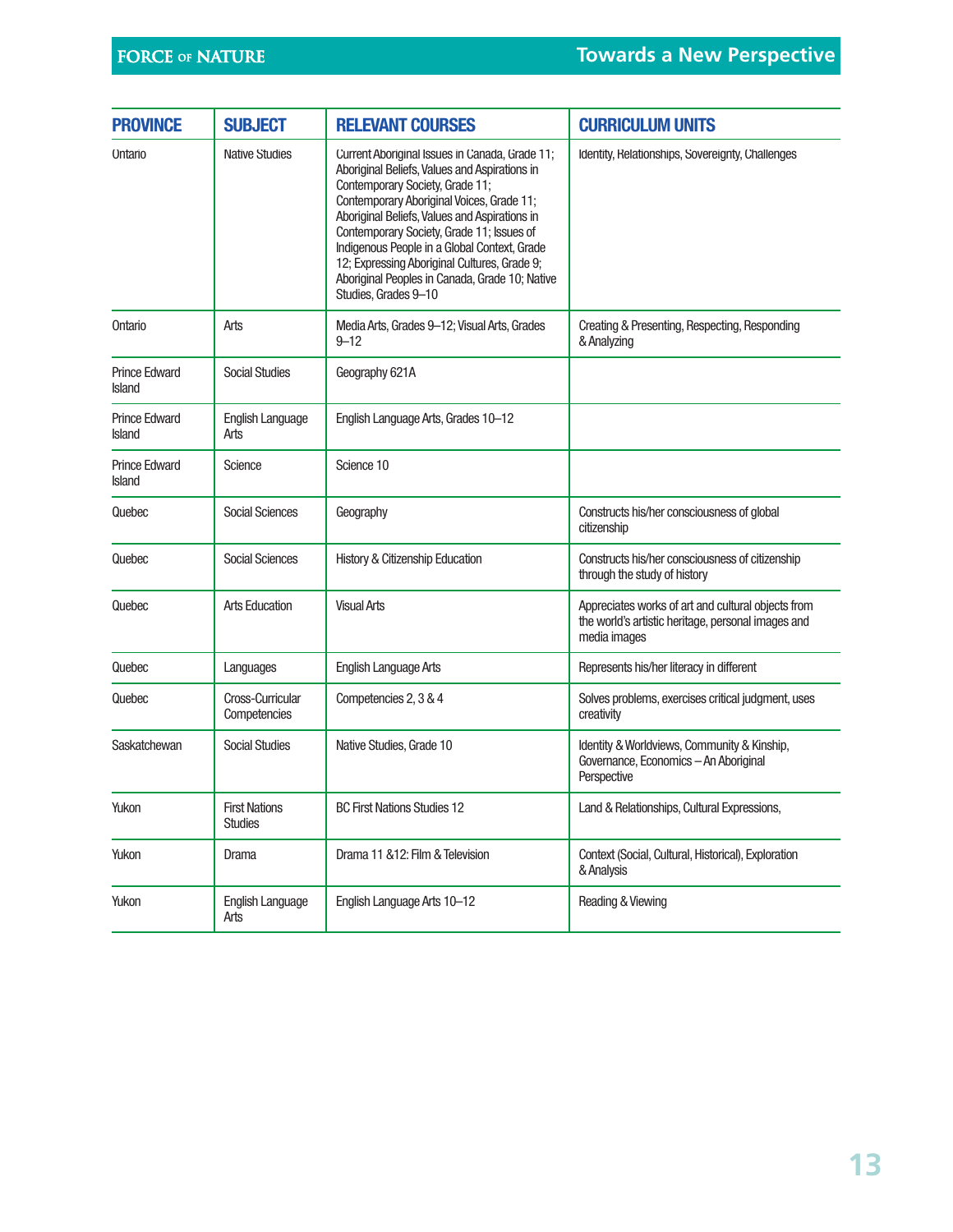| PROVINCE | SUBJECT | RELEVANT COURSES | CURRICULUM UNITS |
|---|---|---|---|
| Ontario | Native Studies | Current Aboriginal Issues in Canada, Grade 11; Aboriginal Beliefs, Values and Aspirations in Contemporary Society, Grade 11; Contemporary Aboriginal Voices, Grade 11; Aboriginal Beliefs, Values and Aspirations in Contemporary Society, Grade 11; Issues of Indigenous People in a Global Context, Grade 12; Expressing Aboriginal Cultures, Grade 9; Aboriginal Peoples in Canada, Grade 10; Native Studies, Grades 9–10 | Identity, Relationships, Sovereignty, Challenges |
| Ontario | Arts | Media Arts, Grades 9–12; Visual Arts, Grades 9–12 | Creating & Presenting, Respecting, Responding & Analyzing |
| Prince Edward Island | Social Studies | Geography 621A | |
| Prince Edward Island | English Language Arts | English Language Arts, Grades 10–12 | |
| Prince Edward Island | Science | Science 10 | |
| Quebec | Social Sciences | Geography | Constructs his/her consciousness of global citizenship |
| Quebec | Social Sciences | History & Citizenship Education | Constructs his/her consciousness of citizenship through the study of history |
| Quebec | Arts Education | Visual Arts | Appreciates works of art and cultural objects from the world's artistic heritage, personal images and media images |
| Quebec | Languages | English Language Arts | Represents his/her literacy in different |
| Quebec | Cross-Curricular Competencies | Competencies 2, 3 & 4 | Solves problems, exercises critical judgment, uses creativity |
| Saskatchewan | Social Studies | Native Studies, Grade 10 | Identity & Worldviews, Community & Kinship, Governance, Economics – An Aboriginal Perspective |
| Yukon | First Nations Studies | BC First Nations Studies 12 | Land & Relationships, Cultural Expressions, |
| Yukon | Drama | Drama 11 &12: Film & Television | Context (Social, Cultural, Historical), Exploration & Analysis |
| Yukon | English Language Arts | English Language Arts 10–12 | Reading & Viewing |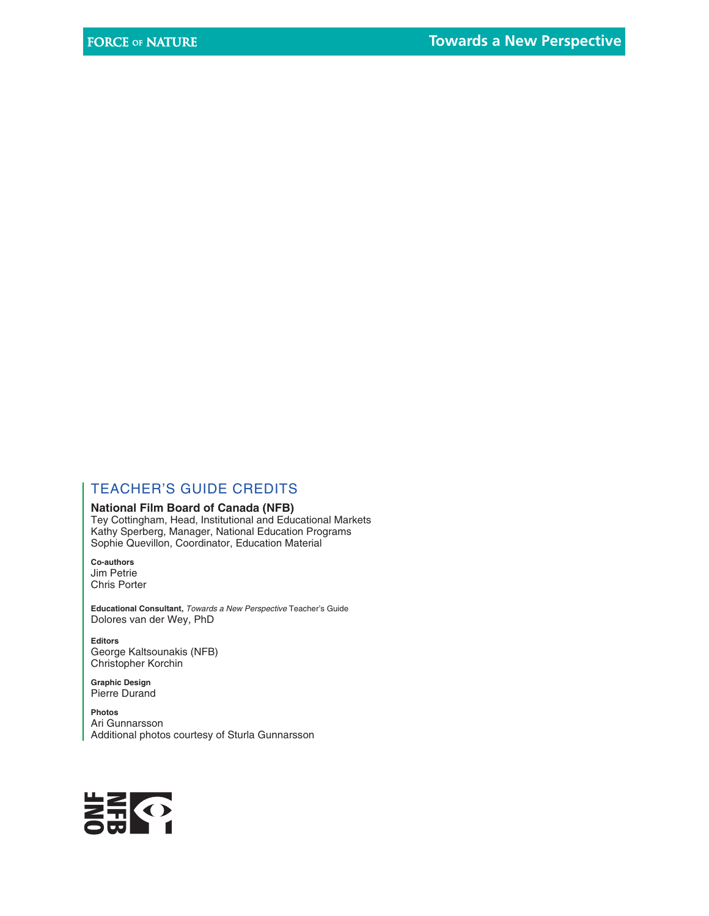## TEACHER'S GUIDE CREDITS

**National Film Board of Canada (NFB)**
Tey Cottingham, Head, Institutional and Educational Markets
Kathy Sperberg, Manager, National Education Programs
Sophie Quevillon, Coordinator, Education Material

**Co-authors**
Jim Petrie
Chris Porter

**Educational Consultant,** *Towards a New Perspective* Teacher's Guide
Dolores van der Wey, PhD

**Editors**
George Kaltsounakis (NFB)
Christopher Korchin

**Graphic Design**
Pierre Durand

**Photos**
Ari Gunnarsson
Additional photos courtesy of Sturla Gunnarsson